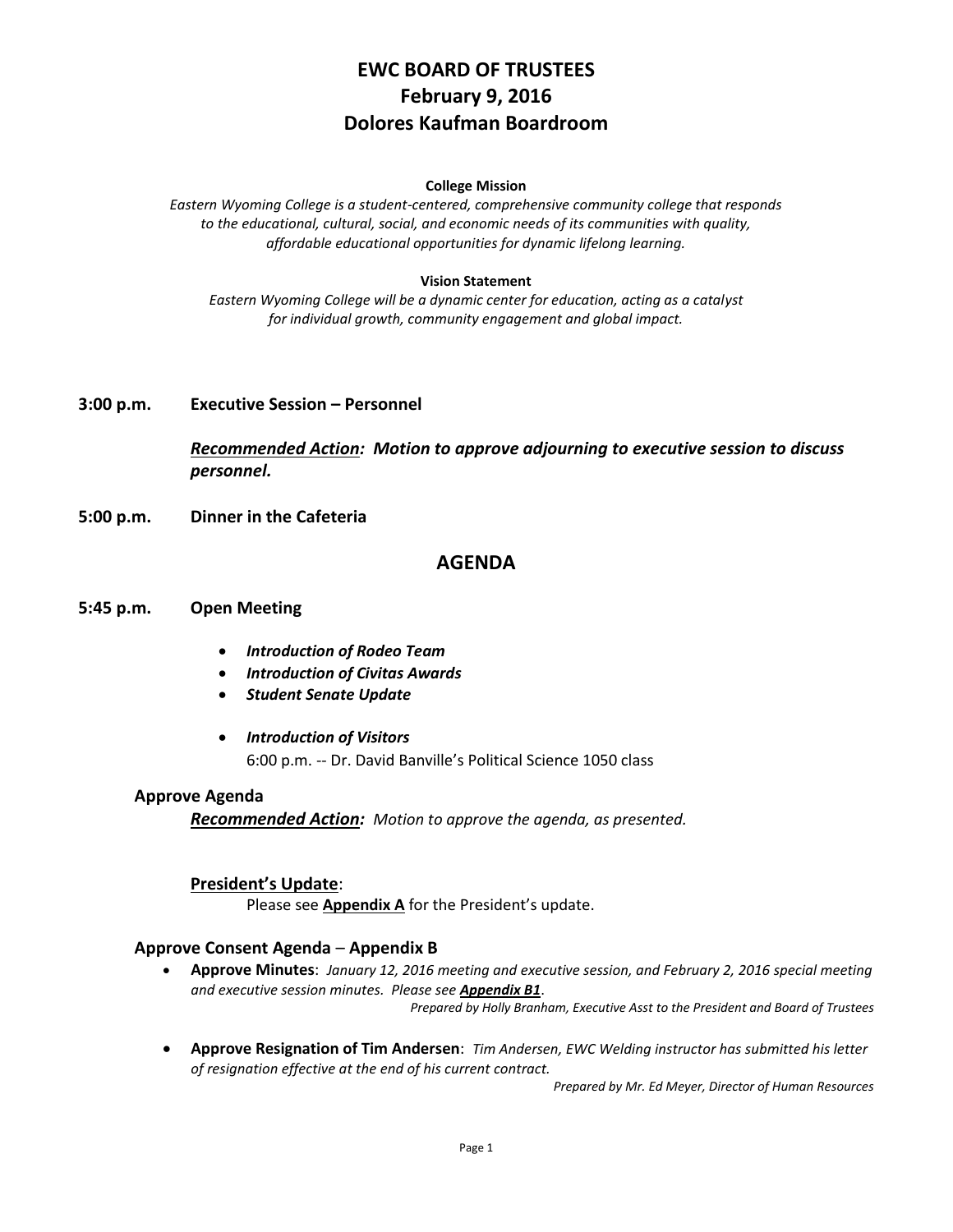# EWC BOARD OF TRUSTEES
# February 9, 2016
# Dolores Kaufman Boardroom

**College Mission**

*Eastern Wyoming College is a student-centered, comprehensive community college that responds to the educational, cultural, social, and economic needs of its communities with quality, affordable educational opportunities for dynamic lifelong learning.*

**Vision Statement**

*Eastern Wyoming College will be a dynamic center for education, acting as a catalyst for individual growth, community engagement and global impact.*

**3:00 p.m. Executive Session – Personnel**

***Recommended Action:* *Motion to approve adjourning to executive session to discuss personnel.***

**5:00 p.m. Dinner in the Cafeteria**

## AGENDA

**5:45 p.m. Open Meeting**

- ***Introduction of Rodeo Team***
- ***Introduction of Civitas Awards***
- ***Student Senate Update***
- ***Introduction of Visitors***
  6:00 p.m. -- Dr. David Banville's Political Science 1050 class

### Approve Agenda

***Recommended Action:*** *Motion to approve the agenda, as presented.*

**President's Update**:

Please see **Appendix A** for the President's update.

### Approve Consent Agenda – Appendix B

- **Approve Minutes**: *January 12, 2016 meeting and executive session, and February 2, 2016 special meeting and executive session minutes. Please see* ***Appendix B1***.
  *Prepared by Holly Branham, Executive Asst to the President and Board of Trustees*

- **Approve Resignation of Tim Andersen**: *Tim Andersen, EWC Welding instructor has submitted his letter of resignation effective at the end of his current contract.*
  *Prepared by Mr. Ed Meyer, Director of Human Resources*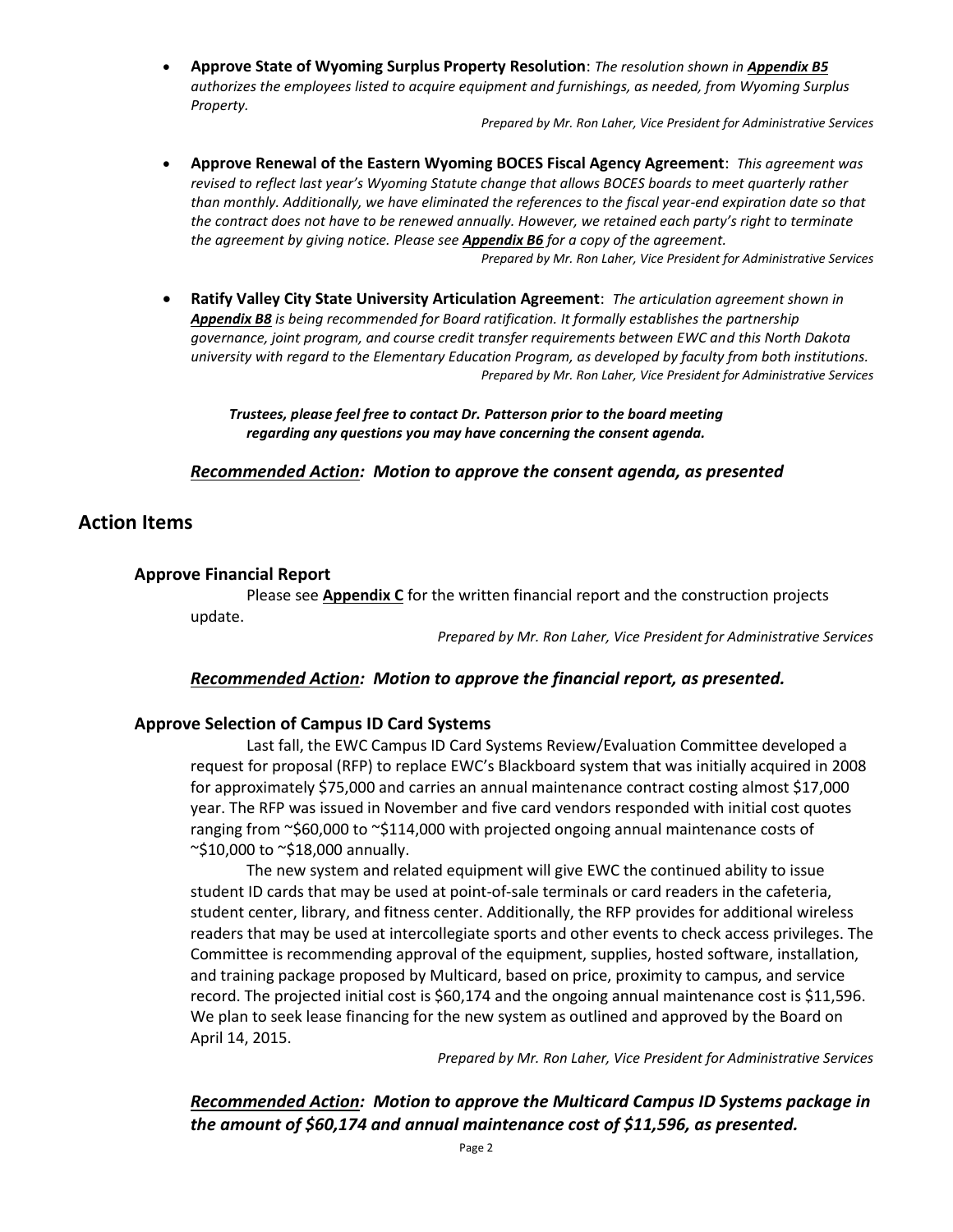- **Approve State of Wyoming Surplus Property Resolution**: *The resolution shown in **Appendix B5** authorizes the employees listed to acquire equipment and furnishings, as needed, from Wyoming Surplus Property.*

  *Prepared by Mr. Ron Laher, Vice President for Administrative Services*

- **Approve Renewal of the Eastern Wyoming BOCES Fiscal Agency Agreement**: *This agreement was revised to reflect last year's Wyoming Statute change that allows BOCES boards to meet quarterly rather than monthly. Additionally, we have eliminated the references to the fiscal year-end expiration date so that the contract does not have to be renewed annually. However, we retained each party's right to terminate the agreement by giving notice. Please see **Appendix B6** for a copy of the agreement.*

  *Prepared by Mr. Ron Laher, Vice President for Administrative Services*

- **Ratify Valley City State University Articulation Agreement**: *The articulation agreement shown in **Appendix B8** is being recommended for Board ratification. It formally establishes the partnership governance, joint program, and course credit transfer requirements between EWC and this North Dakota university with regard to the Elementary Education Program, as developed by faculty from both institutions.*

  *Prepared by Mr. Ron Laher, Vice President for Administrative Services*

***Trustees, please feel free to contact Dr. Patterson prior to the board meeting regarding any questions you may have concerning the consent agenda.***

***Recommended Action*: *Motion to approve the consent agenda, as presented***

## Action Items

### Approve Financial Report

Please see **Appendix C** for the written financial report and the construction projects update.

*Prepared by Mr. Ron Laher, Vice President for Administrative Services*

***Recommended Action*: *Motion to approve the financial report, as presented.***

### Approve Selection of Campus ID Card Systems

Last fall, the EWC Campus ID Card Systems Review/Evaluation Committee developed a request for proposal (RFP) to replace EWC's Blackboard system that was initially acquired in 2008 for approximately $75,000 and carries an annual maintenance contract costing almost $17,000 year. The RFP was issued in November and five card vendors responded with initial cost quotes ranging from ~$60,000 to ~$114,000 with projected ongoing annual maintenance costs of ~$10,000 to ~$18,000 annually.

The new system and related equipment will give EWC the continued ability to issue student ID cards that may be used at point-of-sale terminals or card readers in the cafeteria, student center, library, and fitness center. Additionally, the RFP provides for additional wireless readers that may be used at intercollegiate sports and other events to check access privileges. The Committee is recommending approval of the equipment, supplies, hosted software, installation, and training package proposed by Multicard, based on price, proximity to campus, and service record. The projected initial cost is $60,174 and the ongoing annual maintenance cost is $11,596. We plan to seek lease financing for the new system as outlined and approved by the Board on April 14, 2015.

*Prepared by Mr. Ron Laher, Vice President for Administrative Services*

***Recommended Action*: *Motion to approve the Multicard Campus ID Systems package in the amount of $60,174 and annual maintenance cost of $11,596, as presented.***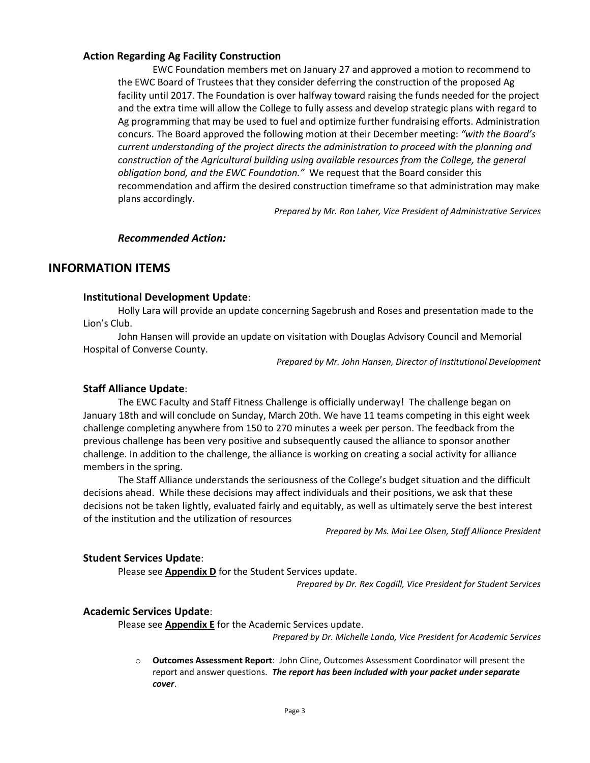### Action Regarding Ag Facility Construction

EWC Foundation members met on January 27 and approved a motion to recommend to the EWC Board of Trustees that they consider deferring the construction of the proposed Ag facility until 2017. The Foundation is over halfway toward raising the funds needed for the project and the extra time will allow the College to fully assess and develop strategic plans with regard to Ag programming that may be used to fuel and optimize further fundraising efforts. Administration concurs. The Board approved the following motion at their December meeting: *"with the Board's current understanding of the project directs the administration to proceed with the planning and construction of the Agricultural building using available resources from the College, the general obligation bond, and the EWC Foundation."* We request that the Board consider this recommendation and affirm the desired construction timeframe so that administration may make plans accordingly.

*Prepared by Mr. Ron Laher, Vice President of Administrative Services*

***Recommended Action:***

## INFORMATION ITEMS

### Institutional Development Update:

Holly Lara will provide an update concerning Sagebrush and Roses and presentation made to the Lion's Club.

John Hansen will provide an update on visitation with Douglas Advisory Council and Memorial Hospital of Converse County.

*Prepared by Mr. John Hansen, Director of Institutional Development*

### Staff Alliance Update:

The EWC Faculty and Staff Fitness Challenge is officially underway! The challenge began on January 18th and will conclude on Sunday, March 20th. We have 11 teams competing in this eight week challenge completing anywhere from 150 to 270 minutes a week per person. The feedback from the previous challenge has been very positive and subsequently caused the alliance to sponsor another challenge. In addition to the challenge, the alliance is working on creating a social activity for alliance members in the spring.

The Staff Alliance understands the seriousness of the College's budget situation and the difficult decisions ahead. While these decisions may affect individuals and their positions, we ask that these decisions not be taken lightly, evaluated fairly and equitably, as well as ultimately serve the best interest of the institution and the utilization of resources

*Prepared by Ms. Mai Lee Olsen, Staff Alliance President*

### Student Services Update:

Please see **Appendix D** for the Student Services update.

*Prepared by Dr. Rex Cogdill, Vice President for Student Services*

### Academic Services Update:

Please see **Appendix E** for the Academic Services update.

*Prepared by Dr. Michelle Landa, Vice President for Academic Services*

- **Outcomes Assessment Report**: John Cline, Outcomes Assessment Coordinator will present the report and answer questions. ***The report has been included with your packet under separate cover***.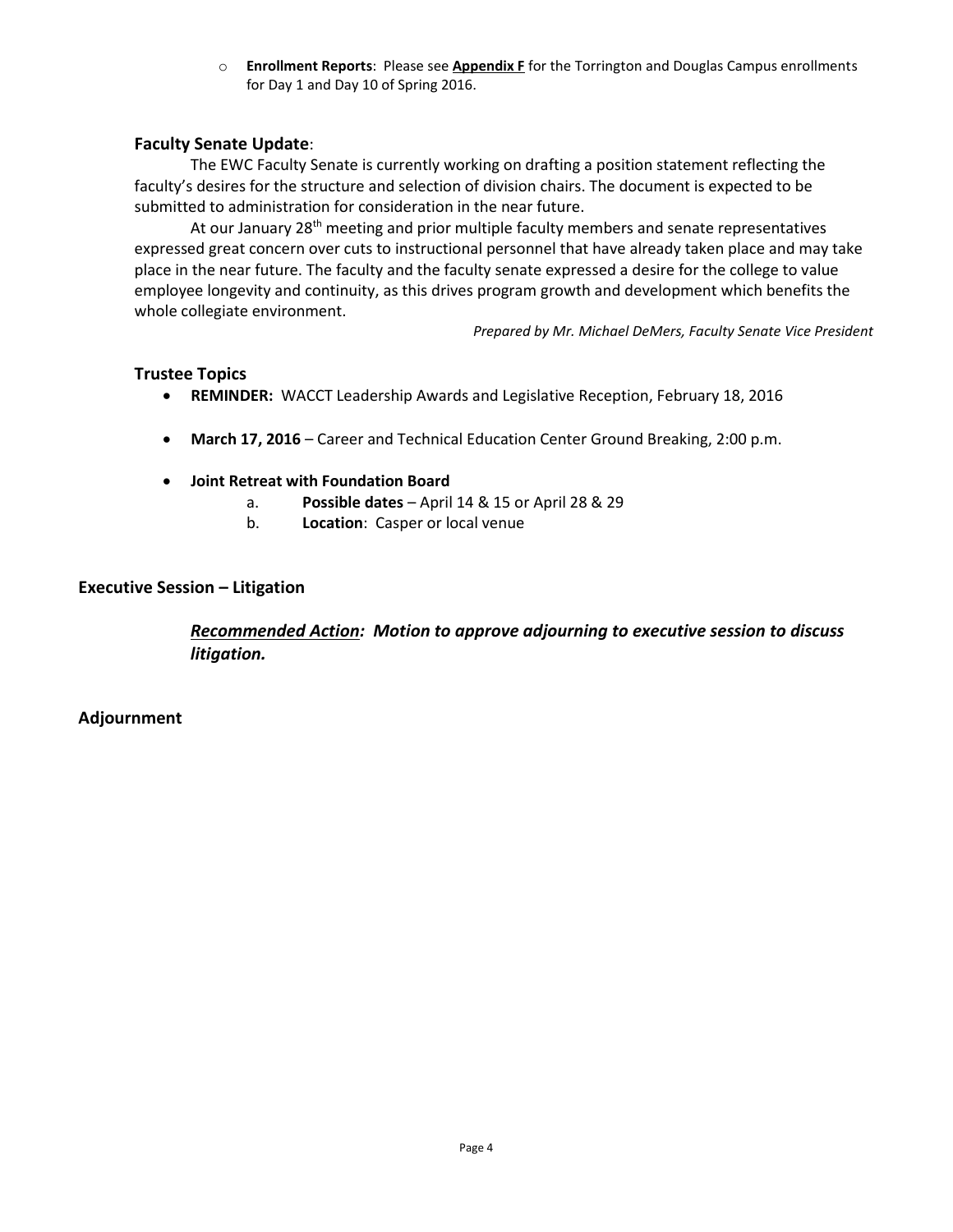- **Enrollment Reports**: Please see **Appendix F** for the Torrington and Douglas Campus enrollments for Day 1 and Day 10 of Spring 2016.

### Faculty Senate Update:

The EWC Faculty Senate is currently working on drafting a position statement reflecting the faculty's desires for the structure and selection of division chairs. The document is expected to be submitted to administration for consideration in the near future.

At our January 28th meeting and prior multiple faculty members and senate representatives expressed great concern over cuts to instructional personnel that have already taken place and may take place in the near future. The faculty and the faculty senate expressed a desire for the college to value employee longevity and continuity, as this drives program growth and development which benefits the whole collegiate environment.

*Prepared by Mr. Michael DeMers, Faculty Senate Vice President*

### Trustee Topics

- **REMINDER:** WACCT Leadership Awards and Legislative Reception, February 18, 2016
- **March 17, 2016** – Career and Technical Education Center Ground Breaking, 2:00 p.m.
- **Joint Retreat with Foundation Board**
    a. **Possible dates** – April 14 & 15 or April 28 & 29
    b. **Location**: Casper or local venue

## Executive Session – Litigation

***Recommended Action:*** ***Motion to approve adjourning to executive session to discuss litigation.***

## Adjournment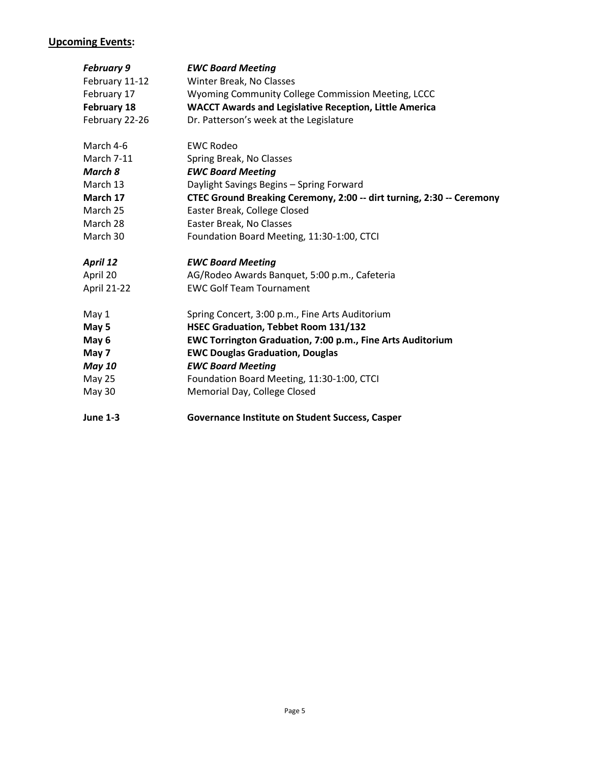**Upcoming Events:**

| | |
|---|---|
| ***February 9*** | ***EWC Board Meeting*** |
| February 11-12 | Winter Break, No Classes |
| February 17 | Wyoming Community College Commission Meeting, LCCC |
| **February 18** | **WACCT Awards and Legislative Reception, Little America** |
| February 22-26 | Dr. Patterson's week at the Legislature |
| | |
| March 4-6 | EWC Rodeo |
| March 7-11 | Spring Break, No Classes |
| ***March 8*** | ***EWC Board Meeting*** |
| March 13 | Daylight Savings Begins – Spring Forward |
| **March 17** | **CTEC Ground Breaking Ceremony, 2:00 -- dirt turning, 2:30 -- Ceremony** |
| March 25 | Easter Break, College Closed |
| March 28 | Easter Break, No Classes |
| March 30 | Foundation Board Meeting, 11:30-1:00, CTCI |
| | |
| ***April 12*** | ***EWC Board Meeting*** |
| April 20 | AG/Rodeo Awards Banquet, 5:00 p.m., Cafeteria |
| April 21-22 | EWC Golf Team Tournament |
| | |
| May 1 | Spring Concert, 3:00 p.m., Fine Arts Auditorium |
| **May 5** | **HSEC Graduation, Tebbet Room 131/132** |
| **May 6** | **EWC Torrington Graduation, 7:00 p.m., Fine Arts Auditorium** |
| **May 7** | **EWC Douglas Graduation, Douglas** |
| ***May 10*** | ***EWC Board Meeting*** |
| May 25 | Foundation Board Meeting, 11:30-1:00, CTCI |
| May 30 | Memorial Day, College Closed |
| | |
| **June 1-3** | **Governance Institute on Student Success, Casper** |